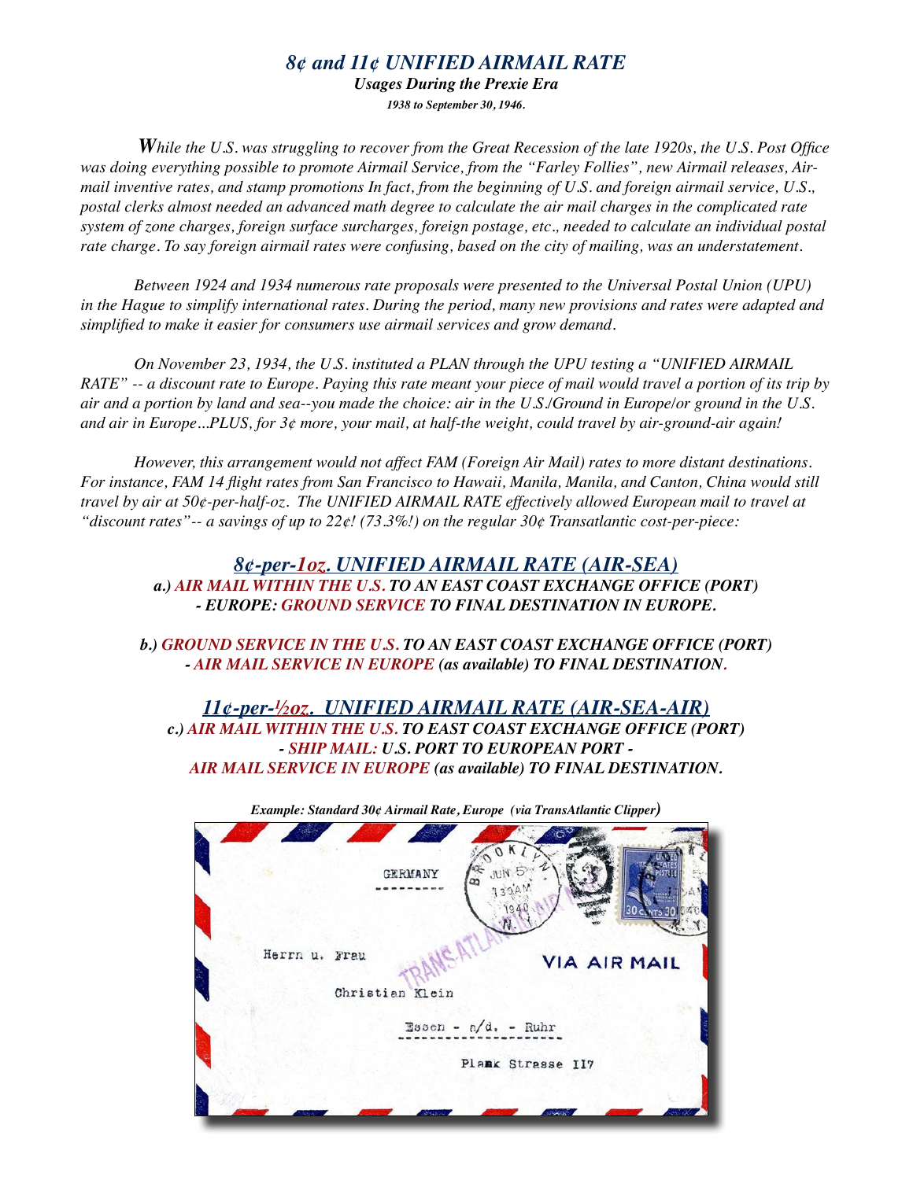# *8¢ and 11¢ UNIFIED AIRMAIL RATE*

***Usages During the Prexie Era***

***1938 to September 30, 1946.***

*While the U.S. was struggling to recover from the Great Recession of the late 1920s, the U.S. Post Office was doing everything possible to promote Airmail Service, from the "Farley Follies", new Airmail releases, Airmail inventive rates, and stamp promotions In fact, from the beginning of U.S. and foreign airmail service, U.S., postal clerks almost needed an advanced math degree to calculate the air mail charges in the complicated rate system of zone charges, foreign surface surcharges, foreign postage, etc., needed to calculate an individual postal rate charge. To say foreign airmail rates were confusing, based on the city of mailing, was an understatement.*

*Between 1924 and 1934 numerous rate proposals were presented to the Universal Postal Union (UPU) in the Hague to simplify international rates. During the period, many new provisions and rates were adapted and simplified to make it easier for consumers use airmail services and grow demand.*

*On November 23, 1934, the U.S. instituted a PLAN through the UPU testing a "UNIFIED AIRMAIL RATE" -- a discount rate to Europe. Paying this rate meant your piece of mail would travel a portion of its trip by air and a portion by land and sea--you made the choice: air in the U.S./Ground in Europe/or ground in the U.S. and air in Europe...PLUS, for 3¢ more, your mail, at half-the weight, could travel by air-ground-air again!*

*However, this arrangement would not affect FAM (Foreign Air Mail) rates to more distant destinations. For instance, FAM 14 flight rates from San Francisco to Hawaii, Manila, Manila, and Canton, China would still travel by air at 50¢-per-half-oz. The UNIFIED AIRMAIL RATE effectively allowed European mail to travel at "discount rates"-- a savings of up to 22¢! (73.3%!) on the regular 30¢ Transatlantic cost-per-piece:*

## *8¢-per-1oz. UNIFIED AIRMAIL RATE (AIR-SEA)*

***a.) AIR MAIL WITHIN THE U.S. TO AN EAST COAST EXCHANGE OFFICE (PORT) - EUROPE: GROUND SERVICE TO FINAL DESTINATION IN EUROPE.***

***b.) GROUND SERVICE IN THE U.S. TO AN EAST COAST EXCHANGE OFFICE (PORT) - AIR MAIL SERVICE IN EUROPE (as available) TO FINAL DESTINATION.***

## *11¢-per-½oz. UNIFIED AIRMAIL RATE (AIR-SEA-AIR)*

***c.) AIR MAIL WITHIN THE U.S. TO EAST COAST EXCHANGE OFFICE (PORT) - SHIP MAIL: U.S. PORT TO EUROPEAN PORT - AIR MAIL SERVICE IN EUROPE (as available) TO FINAL DESTINATION.***

***Example: Standard 30¢ Airmail Rate, Europe (via TransAtlantic Clipper)***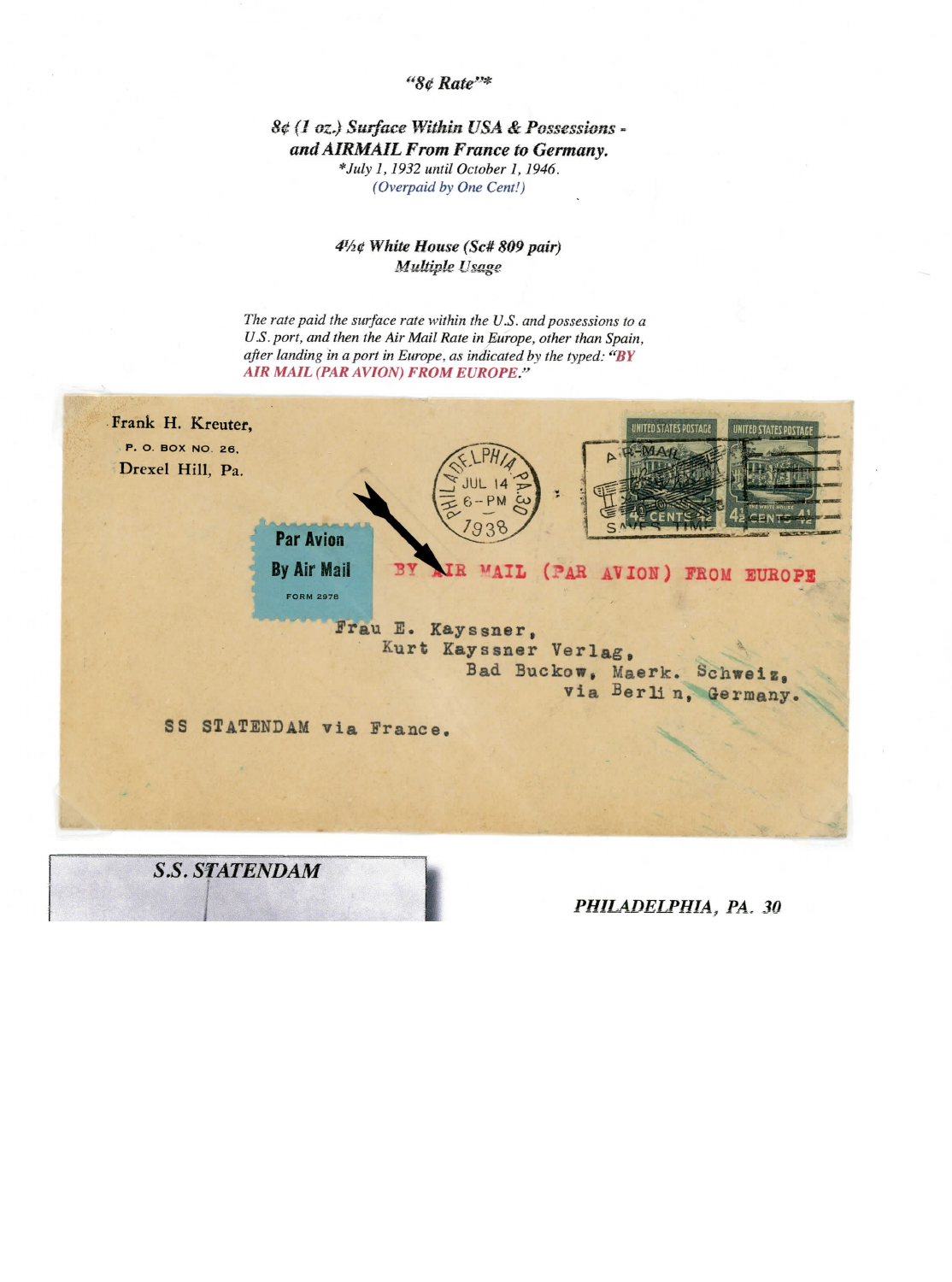### "8¢ Rate"*

***8¢ (1 oz.) Surface Within USA & Possessions - and AIRMAIL From France to Germany.***

*\*July 1, 1932 until October 1, 1946.*

*(Overpaid by One Cent!)*

***4½¢ White House (Sc# 809 pair)***

***Multiple Usage***

*The rate paid the surface rate within the U.S. and possessions to a U.S. port, and then the Air Mail Rate in Europe, other than Spain, after landing in a port in Europe, as indicated by the typed: "BY AIR MAIL (PAR AVION) FROM EUROPE."*

Frank H. Kreuter,
P. O. BOX NO. 26,
Drexel Hill, Pa.

PHILADELPHIA PA. 30
JUL 14
6-PM
1938

AIR-MAIL SAVES TIME

UNITED STATES POSTAGE 4½ CENTS 4½
UNITED STATES POSTAGE 4½ CENTS 4½

Par Avion
By Air Mail
FORM 2978

BY AIR MAIL (PAR AVION) FROM EUROPE

Frau E. Kayssner,
Kurt Kayssner Verlag,
Bad Buckow, Maerk. Schweiz,
via Berlin, Germany.

SS STATENDAM via France.

***S.S. STATENDAM***

***PHILADELPHIA, PA. 30***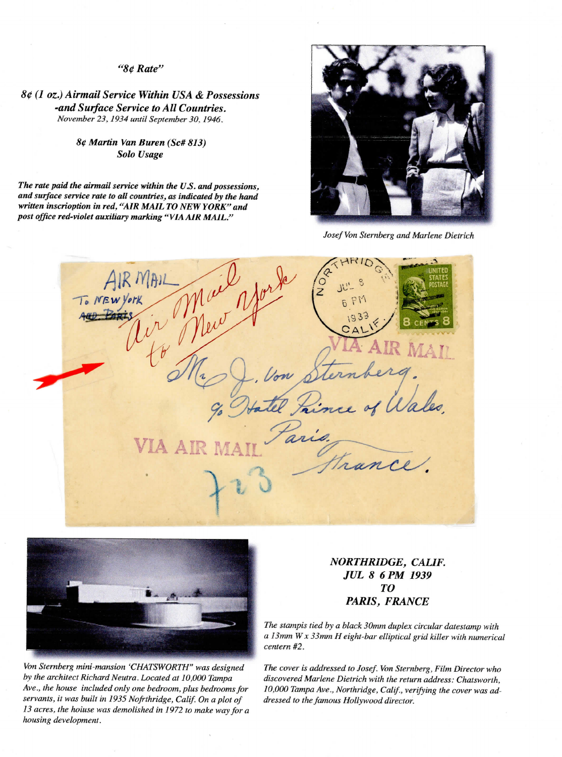*"8¢ Rate"*

***8¢ (1 oz.) Airmail Service Within USA & Possessions -and Surface Service to All Countries.***

*November 23, 1934 until September 30, 1946.*

***8¢ Martin Van Buren (Sc# 813) Solo Usage***

***The rate paid the airmail service within the U.S. and possessions, and surface service rate to all countries, as indicated by the hand written inscrioption in red, "AIR MAIL TO NEW YORK" and post office red-violet auxiliary marking "VIA AIR MAIL."***

*Josef Von Sternberg and Marlene Dietrich*

*Von Sternberg mini-mansion 'CHATSWORTH" was designed by the architect Richard Neutra. Located at 10,000 Tampa Ave., the house included only one bedroom, plus bedrooms for servants, it was built in 1935 Nofrthridge, Calif. On a plot of 13 acres, the hoiuse was demolished in 1972 to make way for a housing development.*

***NORTHRIDGE, CALIF. JUL 8 6 PM 1939 TO PARIS, FRANCE***

*The stampis tied by a black 30mm duplex circular datestamp with a 13mm W x 33mm H eight-bar elliptical grid killer with numerical centern #2.*

*The cover is addressed to Josef. Von Sternberg, Film Director who discovered Marlene Dietrich with the return address: Chatsworth, 10,000 Tampa Ave., Northridge, Calif., verifying the cover was addressed to the famous Hollywood director.*